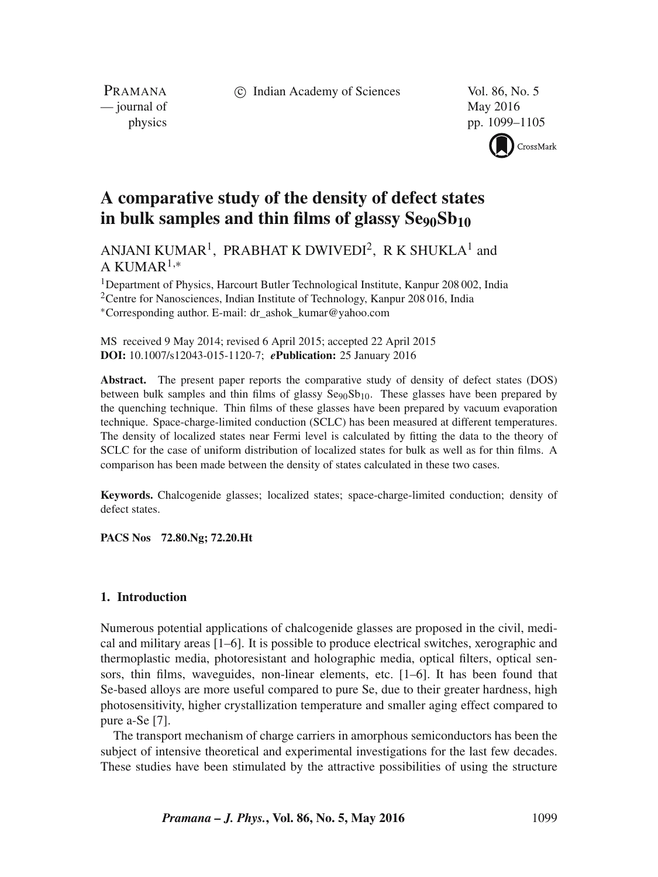# A comparative study of the density of defect states in bulk samples and thin films of glassy $Se_{90}Sb_{10}$

ANJANI KUMAR[1], PRABHAT K DWIVEDI[2], R K SHUKLA[1] and A KUMAR[1,*]

[1]Department of Physics, Harcourt Butler Technological Institute, Kanpur 208 002, India
[2]Centre for Nanosciences, Indian Institute of Technology, Kanpur 208 016, India
[*]Corresponding author. E-mail: dr_ashok_kumar@yahoo.com

MS received 9 May 2014; revised 6 April 2015; accepted 22 April 2015
**DOI:** 10.1007/s12043-015-1120-7; ***e*Publication:** 25 January 2016

**Abstract.** The present paper reports the comparative study of density of defect states (DOS) between bulk samples and thin films of glassy $Se_{90}Sb_{10}$. These glasses have been prepared by the quenching technique. Thin films of these glasses have been prepared by vacuum evaporation technique. Space-charge-limited conduction (SCLC) has been measured at different temperatures. The density of localized states near Fermi level is calculated by fitting the data to the theory of SCLC for the case of uniform distribution of localized states for bulk as well as for thin films. A comparison has been made between the density of states calculated in these two cases.

**Keywords.** Chalcogenide glasses; localized states; space-charge-limited conduction; density of defect states.

**PACS Nos** 72.80.Ng; 72.20.Ht

## 1. Introduction

Numerous potential applications of chalcogenide glasses are proposed in the civil, medical and military areas [1–6]. It is possible to produce electrical switches, xerographic and thermoplastic media, photoresistant and holographic media, optical filters, optical sensors, thin films, waveguides, non-linear elements, etc. [1–6]. It has been found that Se-based alloys are more useful compared to pure Se, due to their greater hardness, high photosensitivity, higher crystallization temperature and smaller aging effect compared to pure a-Se [7].

The transport mechanism of charge carriers in amorphous semiconductors has been the subject of intensive theoretical and experimental investigations for the last few decades. These studies have been stimulated by the attractive possibilities of using the structure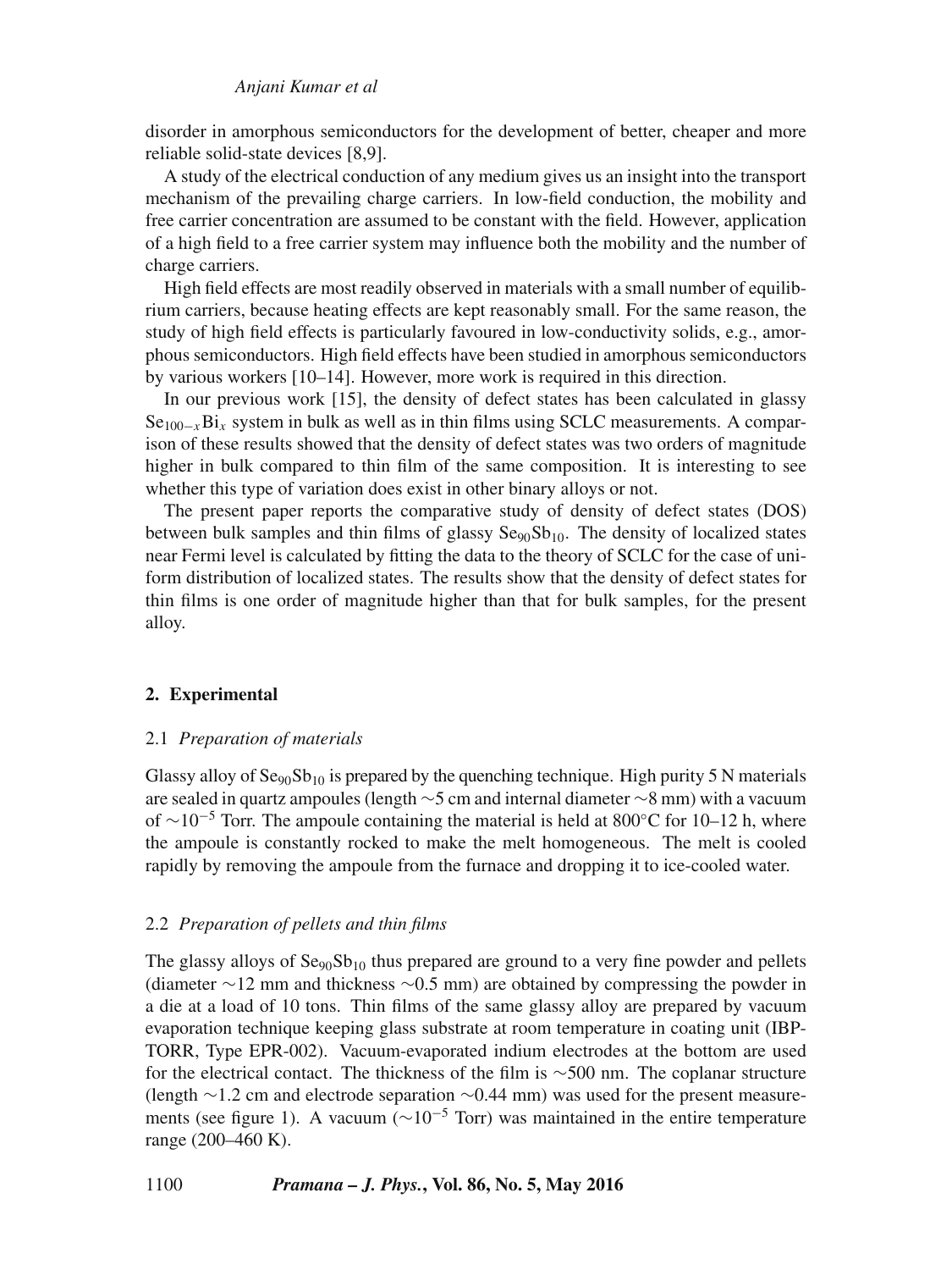disorder in amorphous semiconductors for the development of better, cheaper and more reliable solid-state devices [8,9].

A study of the electrical conduction of any medium gives us an insight into the transport mechanism of the prevailing charge carriers. In low-field conduction, the mobility and free carrier concentration are assumed to be constant with the field. However, application of a high field to a free carrier system may influence both the mobility and the number of charge carriers.

High field effects are most readily observed in materials with a small number of equilibrium carriers, because heating effects are kept reasonably small. For the same reason, the study of high field effects is particularly favoured in low-conductivity solids, e.g., amorphous semiconductors. High field effects have been studied in amorphous semiconductors by various workers [10–14]. However, more work is required in this direction.

In our previous work [15], the density of defect states has been calculated in glassy $Se_{100-x}Bi_x$ system in bulk as well as in thin films using SCLC measurements. A comparison of these results showed that the density of defect states was two orders of magnitude higher in bulk compared to thin film of the same composition. It is interesting to see whether this type of variation does exist in other binary alloys or not.

The present paper reports the comparative study of density of defect states (DOS) between bulk samples and thin films of glassy $Se_{90}Sb_{10}$. The density of localized states near Fermi level is calculated by fitting the data to the theory of SCLC for the case of uniform distribution of localized states. The results show that the density of defect states for thin films is one order of magnitude higher than that for bulk samples, for the present alloy.

## 2. Experimental

### 2.1 *Preparation of materials*

Glassy alloy of $Se_{90}Sb_{10}$ is prepared by the quenching technique. High purity 5 N materials are sealed in quartz ampoules (length ~5 cm and internal diameter ~8 mm) with a vacuum of ~$10^{-5}$ Torr. The ampoule containing the material is held at 800°C for 10–12 h, where the ampoule is constantly rocked to make the melt homogeneous. The melt is cooled rapidly by removing the ampoule from the furnace and dropping it to ice-cooled water.

### 2.2 *Preparation of pellets and thin films*

The glassy alloys of $Se_{90}Sb_{10}$ thus prepared are ground to a very fine powder and pellets (diameter ~12 mm and thickness ~0.5 mm) are obtained by compressing the powder in a die at a load of 10 tons. Thin films of the same glassy alloy are prepared by vacuum evaporation technique keeping glass substrate at room temperature in coating unit (IBP-TORR, Type EPR-002). Vacuum-evaporated indium electrodes at the bottom are used for the electrical contact. The thickness of the film is ~500 nm. The coplanar structure (length ~1.2 cm and electrode separation ~0.44 mm) was used for the present measurements (see figure 1). A vacuum (~$10^{-5}$ Torr) was maintained in the entire temperature range (200–460 K).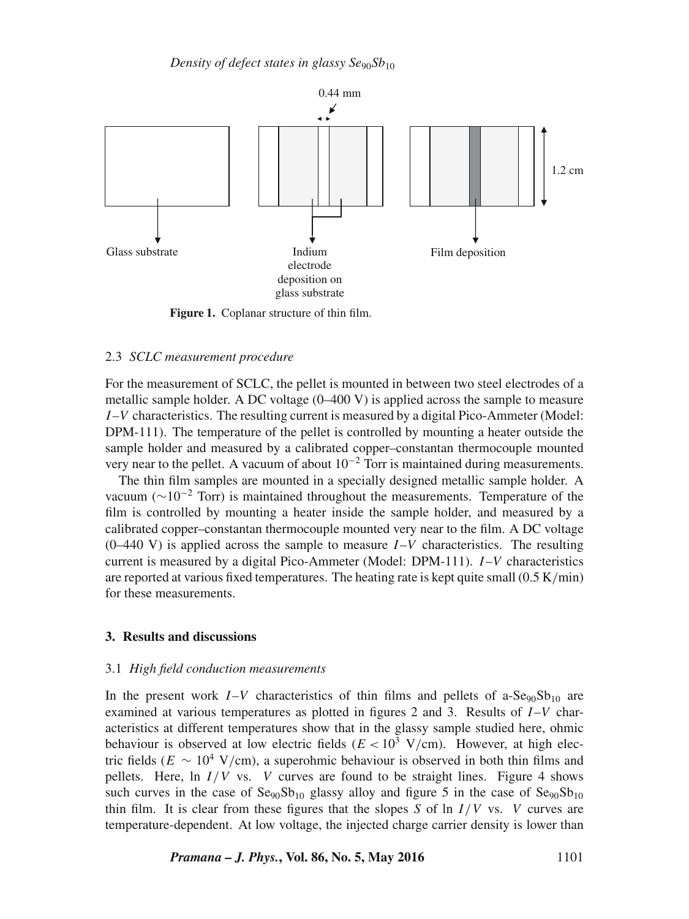Glass substrate

Indium electrode deposition on glass substrate

Film deposition

0.44 mm

1.2 cm

**Figure 1.** Coplanar structure of thin film.

### 2.3 *SCLC measurement procedure*

For the measurement of SCLC, the pellet is mounted in between two steel electrodes of a metallic sample holder. A DC voltage (0–400 V) is applied across the sample to measure $I$–$V$ characteristics. The resulting current is measured by a digital Pico-Ammeter (Model: DPM-111). The temperature of the pellet is controlled by mounting a heater outside the sample holder and measured by a calibrated copper–constantan thermocouple mounted very near to the pellet. A vacuum of about $10^{-2}$ Torr is maintained during measurements.

The thin film samples are mounted in a specially designed metallic sample holder. A vacuum ($\sim 10^{-2}$ Torr) is maintained throughout the measurements. Temperature of the film is controlled by mounting a heater inside the sample holder, and measured by a calibrated copper–constantan thermocouple mounted very near to the film. A DC voltage (0–440 V) is applied across the sample to measure $I$–$V$ characteristics. The resulting current is measured by a digital Pico-Ammeter (Model: DPM-111). $I$–$V$ characteristics are reported at various fixed temperatures. The heating rate is kept quite small (0.5 K/min) for these measurements.

## 3. Results and discussions

### 3.1 *High field conduction measurements*

In the present work $I$–$V$ characteristics of thin films and pellets of a-$Se_{90}Sb_{10}$ are examined at various temperatures as plotted in figures 2 and 3. Results of $I$–$V$ characteristics at different temperatures show that in the glassy sample studied here, ohmic behaviour is observed at low electric fields ($E < 10^3$ V/cm). However, at high electric fields ($E \sim 10^4$ V/cm), a superohmic behaviour is observed in both thin films and pellets. Here, $\ln I/V$ vs. $V$ curves are found to be straight lines. Figure 4 shows such curves in the case of $Se_{90}Sb_{10}$ glassy alloy and figure 5 in the case of $Se_{90}Sb_{10}$ thin film. It is clear from these figures that the slopes $S$ of $\ln I/V$ vs. $V$ curves are temperature-dependent. At low voltage, the injected charge carrier density is lower than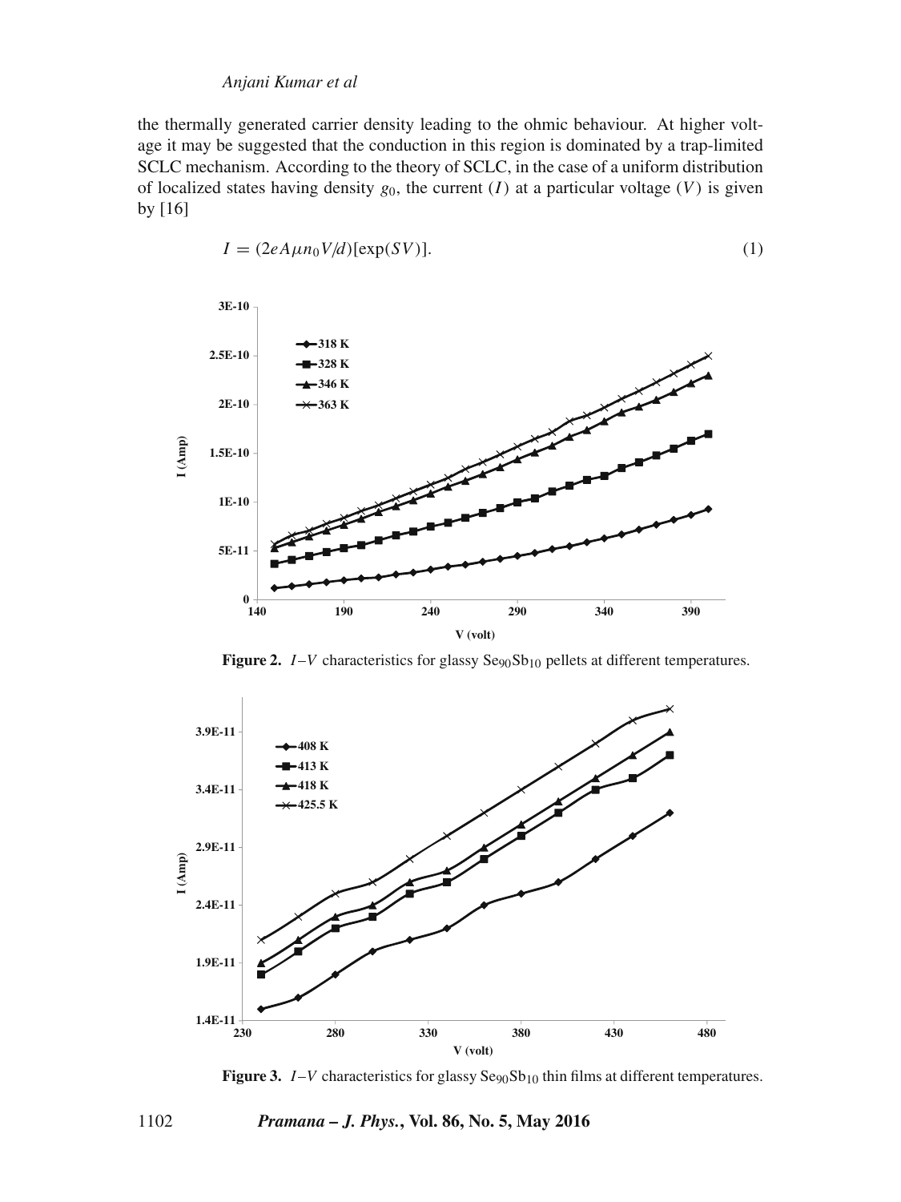the thermally generated carrier density leading to the ohmic behaviour. At higher voltage it may be suggested that the conduction in this region is dominated by a trap-limited SCLC mechanism. According to the theory of SCLC, in the case of a uniform distribution of localized states having density $g_0$, the current ($I$) at a particular voltage ($V$) is given by [16]

$$I = (2eA\mu n_0 V/d)[\exp(SV)]. \tag{1}$$

**Figure 2.** $I$–$V$ characteristics for glassy $Se_{90}Sb_{10}$ pellets at different temperatures.

**Figure 3.** $I$–$V$ characteristics for glassy $Se_{90}Sb_{10}$ thin films at different temperatures.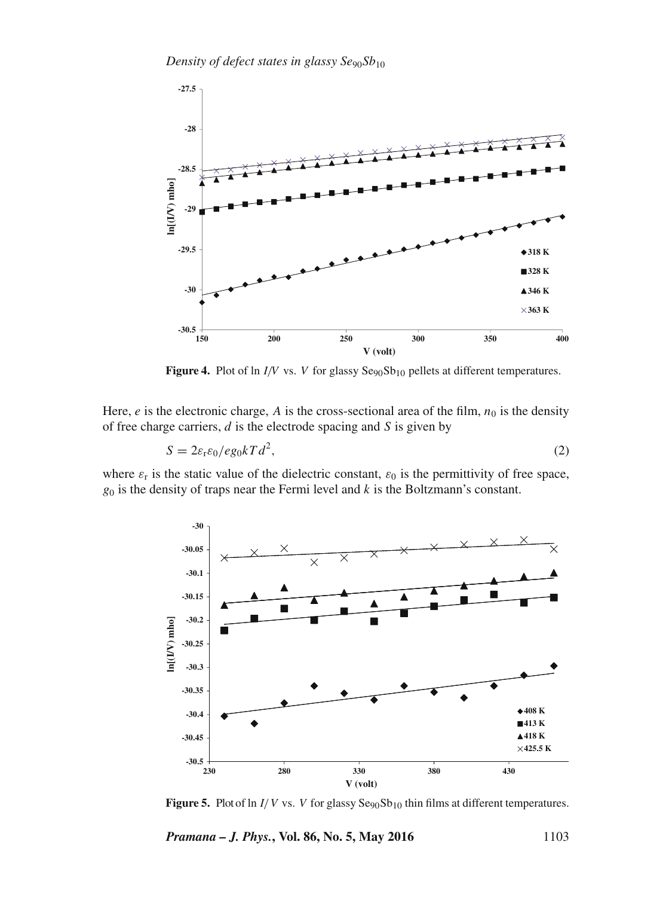**Figure 4.** Plot of ln $I/V$ vs. $V$ for glassy $Se_{90}Sb_{10}$ pellets at different temperatures.

Here, $e$ is the electronic charge, $A$ is the cross-sectional area of the film, $n_0$ is the density of free charge carriers, $d$ is the electrode spacing and $S$ is given by

$$S = 2\varepsilon_r\varepsilon_0/eg_0kTd^2, \tag{2}$$

where $\varepsilon_r$ is the static value of the dielectric constant, $\varepsilon_0$ is the permittivity of free space, $g_0$ is the density of traps near the Fermi level and $k$ is the Boltzmann's constant.

**Figure 5.** Plot of ln $I/V$ vs. $V$ for glassy $Se_{90}Sb_{10}$ thin films at different temperatures.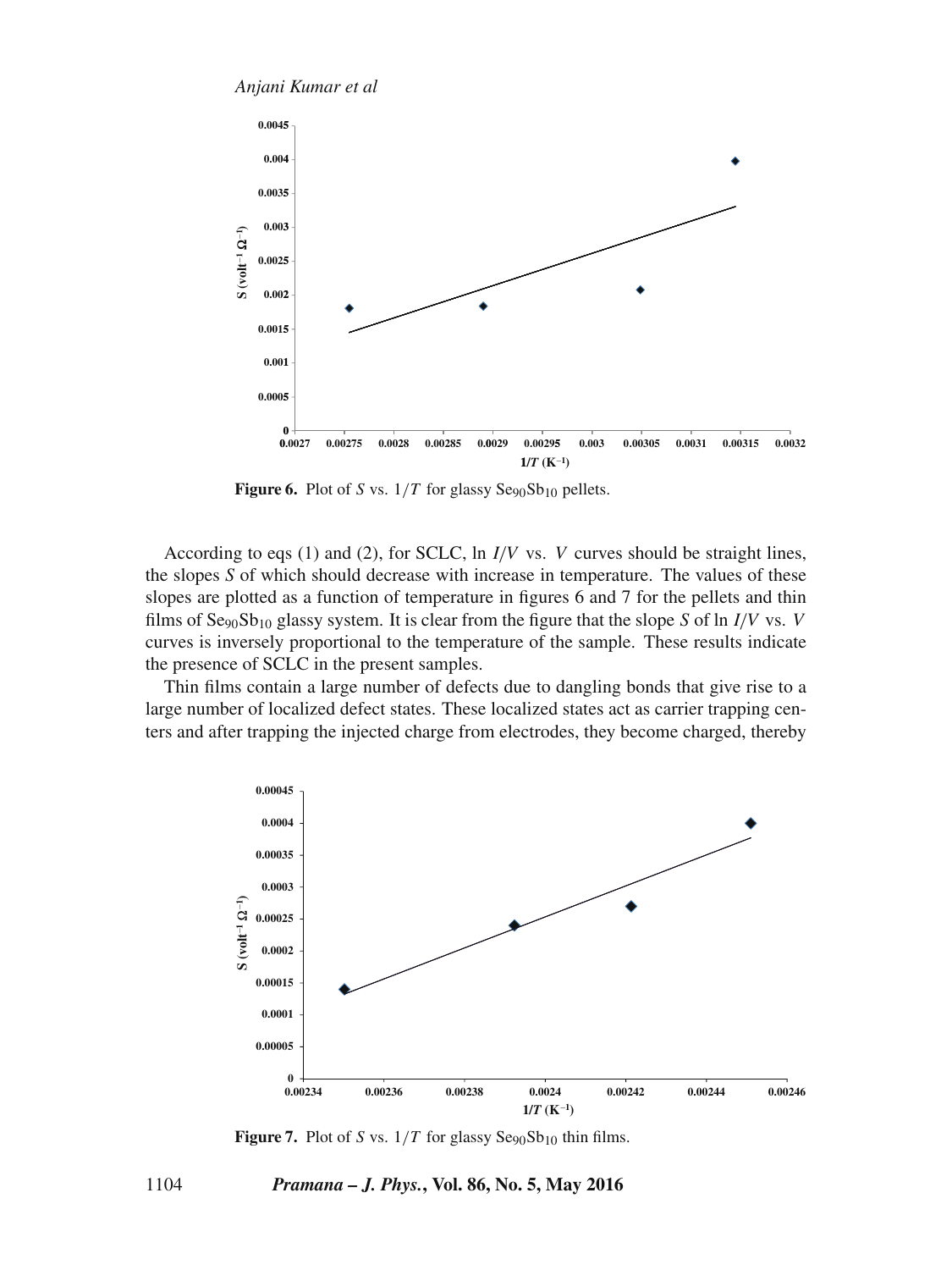**Figure 6.** Plot of $S$ vs. $1/T$ for glassy $Se_{90}Sb_{10}$ pellets.

According to eqs (1) and (2), for SCLC, ln $I/V$ vs. $V$ curves should be straight lines, the slopes $S$ of which should decrease with increase in temperature. The values of these slopes are plotted as a function of temperature in figures 6 and 7 for the pellets and thin films of $Se_{90}Sb_{10}$ glassy system. It is clear from the figure that the slope $S$ of ln $I/V$ vs. $V$ curves is inversely proportional to the temperature of the sample. These results indicate the presence of SCLC in the present samples.

Thin films contain a large number of defects due to dangling bonds that give rise to a large number of localized defect states. These localized states act as carrier trapping centers and after trapping the injected charge from electrodes, they become charged, thereby

**Figure 7.** Plot of $S$ vs. $1/T$ for glassy $Se_{90}Sb_{10}$ thin films.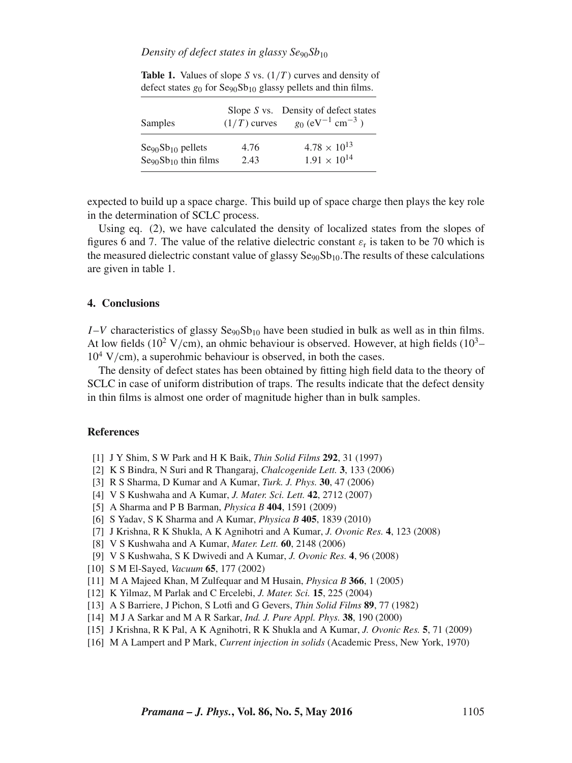**Table 1.** Values of slope $S$ vs. $(1/T)$ curves and density of defect states $g_0$ for $Se_{90}Sb_{10}$ glassy pellets and thin films.

| Samples | Slope $S$ vs. $(1/T)$ curves | Density of defect states $g_0$ ($eV^{-1}$ $cm^{-3}$ ) |
|---|---|---|
| $Se_{90}Sb_{10}$ pellets | 4.76 | $4.78 \times 10^{13}$ |
| $Se_{90}Sb_{10}$ thin films | 2.43 | $1.91 \times 10^{14}$ |

expected to build up a space charge. This build up of space charge then plays the key role in the determination of SCLC process.

Using eq. (2), we have calculated the density of localized states from the slopes of figures 6 and 7. The value of the relative dielectric constant $\varepsilon_r$ is taken to be 70 which is the measured dielectric constant value of glassy $Se_{90}Sb_{10}$.The results of these calculations are given in table 1.

## 4. Conclusions

$I$–$V$ characteristics of glassy $Se_{90}Sb_{10}$ have been studied in bulk as well as in thin films. At low fields ($10^2$ V/cm), an ohmic behaviour is observed. However, at high fields ($10^3$–$10^4$ V/cm), a superohmic behaviour is observed, in both the cases.

The density of defect states has been obtained by fitting high field data to the theory of SCLC in case of uniform distribution of traps. The results indicate that the defect density in thin films is almost one order of magnitude higher than in bulk samples.

## References

[1] J Y Shim, S W Park and H K Baik, *Thin Solid Films* **292**, 31 (1997)

[2] K S Bindra, N Suri and R Thangaraj, *Chalcogenide Lett.* **3**, 133 (2006)

[3] R S Sharma, D Kumar and A Kumar, *Turk. J. Phys.* **30**, 47 (2006)

[4] V S Kushwaha and A Kumar, *J. Mater. Sci. Lett.* **42**, 2712 (2007)

[5] A Sharma and P B Barman, *Physica B* **404**, 1591 (2009)

[6] S Yadav, S K Sharma and A Kumar, *Physica B* **405**, 1839 (2010)

[7] J Krishna, R K Shukla, A K Agnihotri and A Kumar, *J. Ovonic Res.* **4**, 123 (2008)

[8] V S Kushwaha and A Kumar, *Mater. Lett.* **60**, 2148 (2006)

[9] V S Kushwaha, S K Dwivedi and A Kumar, *J. Ovonic Res.* **4**, 96 (2008)

[10] S M El-Sayed, *Vacuum* **65**, 177 (2002)

[11] M A Majeed Khan, M Zulfequar and M Husain, *Physica B* **366**, 1 (2005)

[12] K Yilmaz, M Parlak and C Ercelebi, *J. Mater. Sci.* **15**, 225 (2004)

[13] A S Barriere, J Pichon, S Lotfi and G Gevers, *Thin Solid Films* **89**, 77 (1982)

[14] M J A Sarkar and M A R Sarkar, *Ind. J. Pure Appl. Phys.* **38**, 190 (2000)

[15] J Krishna, R K Pal, A K Agnihotri, R K Shukla and A Kumar, *J. Ovonic Res.* **5**, 71 (2009)

[16] M A Lampert and P Mark, *Current injection in solids* (Academic Press, New York, 1970)